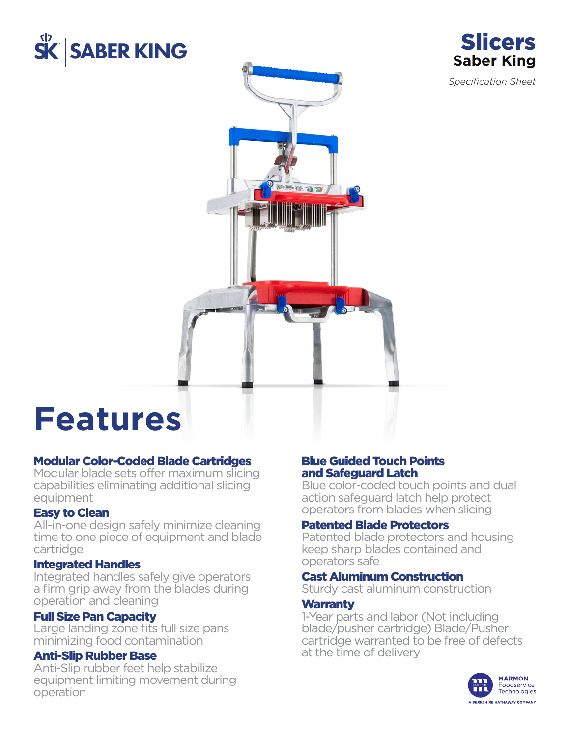SK | SABER KING

# Slicers

## Saber King

*Specification Sheet*

# Features

### Modular Color-Coded Blade Cartridges
Modular blade sets offer maximum slicing capabilities eliminating additional slicing equipment

### Easy to Clean
All-in-one design safely minimize cleaning time to one piece of equipment and blade cartridge

### Integrated Handles
Integrated handles safely give operators a firm grip away from the blades during operation and cleaning

### Full Size Pan Capacity
Large landing zone fits full size pans minimizing food contamination

### Anti-Slip Rubber Base
Anti-Slip rubber feet help stabilize equipment limiting movement during operation

### Blue Guided Touch Points and Safeguard Latch
Blue color-coded touch points and dual action safeguard latch help protect operators from blades when slicing

### Patented Blade Protectors
Patented blade protectors and housing keep sharp blades contained and operators safe

### Cast Aluminum Construction
Sturdy cast aluminum construction

### Warranty
1-Year parts and labor (Not including blade/pusher cartridge) Blade/Pusher cartridge warranted to be free of defects at the time of delivery

MARMON Foodservice Technologies
A BERKSHIRE HATHAWAY COMPANY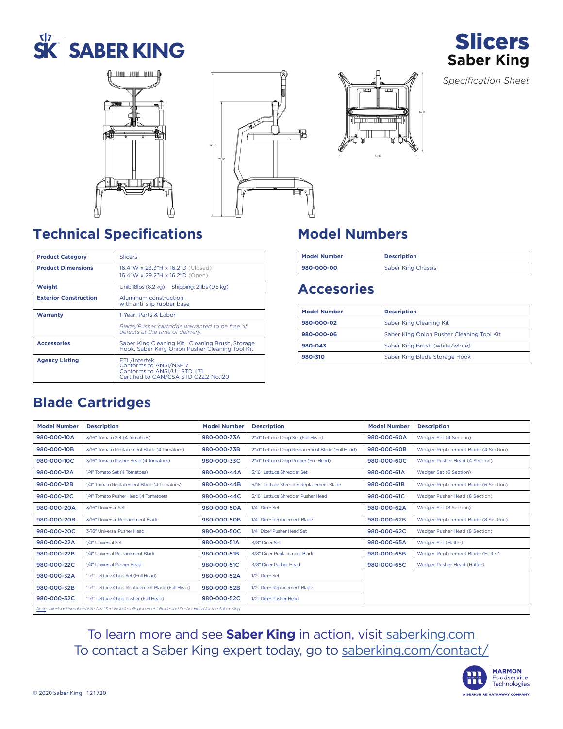# SABER KING

# Slicers
## Saber King

*Specification Sheet*

29.17
23.33
16.11
16.37

## Technical Specifications

| | |
|---|---|
| **Product Category** | Slicers |
| **Product Dimensions** | 16.4"W x 23.3"H x 16.2"D (Closed)<br>16.4"W x 29.2"H x 16.2"D (Open) |
| **Weight** | Unit: 18lbs (8.2 kg) Shipping: 21lbs (9.5 kg) |
| **Exterior Construction** | Aluminum construction with anti-slip rubber base |
| **Warranty** | 1-Year: Parts & Labor |
| | *Blade/Pusher cartridge warranted to be free of defects at the time of delivery.* |
| **Accessories** | Saber King Cleaning Kit, Cleaning Brush, Storage Hook, Saber King Onion Pusher Cleaning Tool Kit |
| **Agency Listing** | ETL/Intertek<br>Conforms to ANSI/NSF 7<br>Conforms to ANSI/UL STD 471<br>Certified to CAN/CSA STD C22.2 No.120 |

## Model Numbers

| Model Number | Description |
|---|---|
| 980-000-00 | Saber King Chassis |

## Accesories

| Model Number | Description |
|---|---|
| 980-000-02 | Saber King Cleaning Kit |
| 980-000-06 | Saber King Onion Pusher Cleaning Tool Kit |
| 980-043 | Saber King Brush (white/white) |
| 980-310 | Saber King Blade Storage Hook |

## Blade Cartridges

| Model Number | Description | Model Number | Description | Model Number | Description |
|---|---|---|---|---|---|
| 980-000-10A | 3/16" Tomato Set (4 Tomatoes) | 980-000-33A | 2"x1" Lettuce Chop Set (Full Head) | 980-000-60A | Wedger Set (4 Section) |
| 980-000-10B | 3/16" Tomato Replacement Blade (4 Tomatoes) | 980-000-33B | 2"x1" Lettuce Chop Replacement Blade (Full Head) | 980-000-60B | Wedger Replacement Blade (4 Section) |
| 980-000-10C | 3/16" Tomato Pusher Head (4 Tomatoes) | 980-000-33C | 2"x1" Lettuce Chop Pusher (Full Head) | 980-000-60C | Wedger Pusher Head (4 Section) |
| 980-000-12A | 1/4" Tomato Set (4 Tomatoes) | 980-000-44A | 5/16" Lettuce Shredder Set | 980-000-61A | Wedger Set (6 Section) |
| 980-000-12B | 1/4" Tomato Replacement Blade (4 Tomatoes) | 980-000-44B | 5/16" Lettuce Shredder Replacement Blade | 980-000-61B | Wedger Replacement Blade (6 Section) |
| 980-000-12C | 1/4" Tomato Pusher Head (4 Tomatoes) | 980-000-44C | 5/16" Lettuce Shredder Pusher Head | 980-000-61C | Wedger Pusher Head (6 Section) |
| 980-000-20A | 3/16" Universal Set | 980-000-50A | 1/4" Dicer Set | 980-000-62A | Wedger Set (8 Section) |
| 980-000-20B | 3/16" Universal Replacement Blade | 980-000-50B | 1/4" Dicer Replacement Blade | 980-000-62B | Wedger Replacement Blade (8 Section) |
| 980-000-20C | 3/16" Universal Pusher Head | 980-000-50C | 1/4" Dicer Pusher Head Set | 980-000-62C | Wedger Pusher Head (8 Section) |
| 980-000-22A | 1/4" Universal Set | 980-000-51A | 3/8" Dicer Set | 980-000-65A | Wedger Set (Halfer) |
| 980-000-22B | 1/4" Universal Replacement Blade | 980-000-51B | 3/8" Dicer Replacement Blade | 980-000-65B | Wedger Replacement Blade (Halfer) |
| 980-000-22C | 1/4" Universal Pusher Head | 980-000-51C | 3/8" Dicer Pusher Head | 980-000-65C | Wedger Pusher Head (Halfer) |
| 980-000-32A | 1"x1" Lettuce Chop Set (Full Head) | 980-000-52A | 1/2" Dicer Set | | |
| 980-000-32B | 1"x1" Lettuce Chop Replacement Blade (Full Head) | 980-000-52B | 1/2" Dicer Replacement Blade | | |
| 980-000-32C | 1"x1" Lettuce Chop Pusher (Full Head) | 980-000-52C | 1/2" Dicer Pusher Head | | |

*Note: All Model Numbers listed as "Set" include a Replacement Blade and Pusher Head for the Saber King*

To learn more and see **Saber King** in action, visit saberking.com
To contact a Saber King expert today, go to saberking.com/contact/

MARMON Foodservice Technologies
A BERKSHIRE HATHAWAY COMPANY

© 2020 Saber King 121720